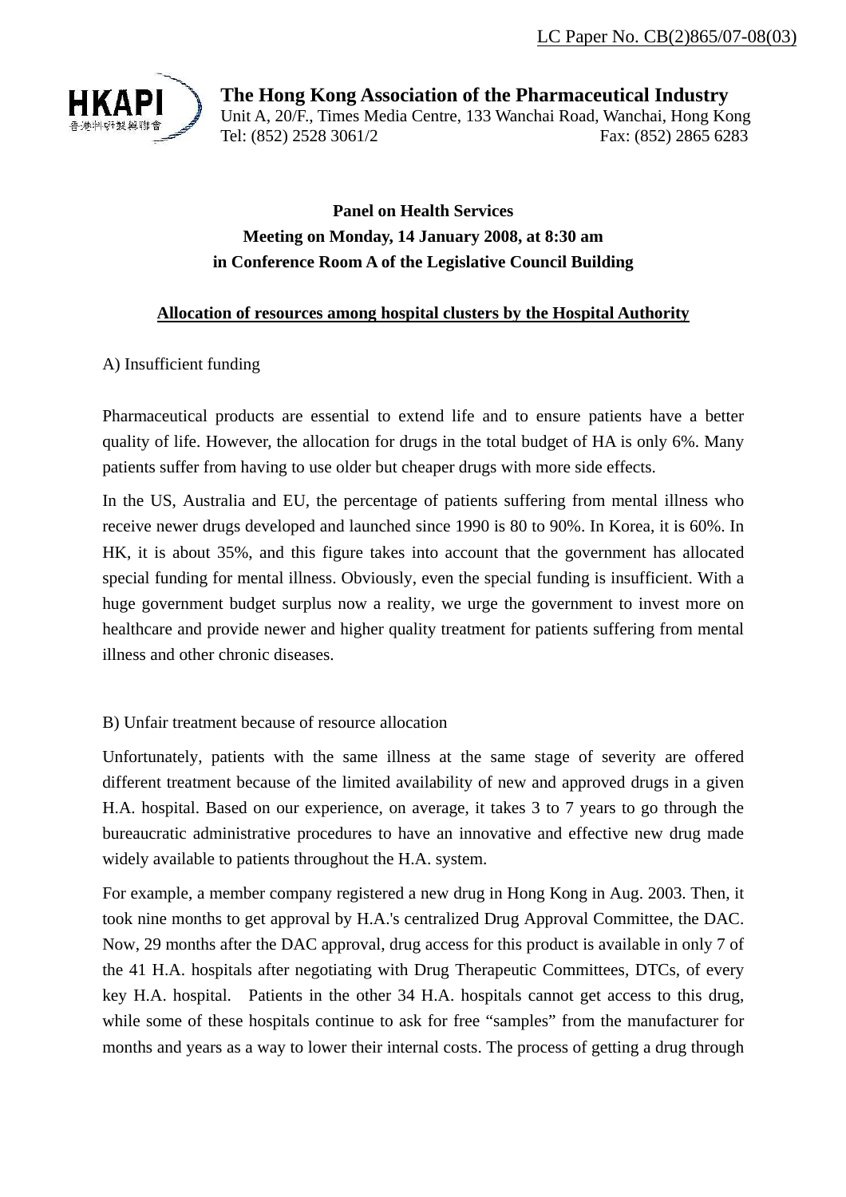LC Paper No. CB(2)865/07-08(03)

**The Hong Kong Association of the Pharmaceutical Industry**
Unit A, 20/F., Times Media Centre, 133 Wanchai Road, Wanchai, Hong Kong
Tel: (852) 2528 3061/2 Fax: (852) 2865 6283

**Panel on Health Services**
**Meeting on Monday, 14 January 2008, at 8:30 am**
**in Conference Room A of the Legislative Council Building**

**Allocation of resources among hospital clusters by the Hospital Authority**

A) Insufficient funding

Pharmaceutical products are essential to extend life and to ensure patients have a better quality of life. However, the allocation for drugs in the total budget of HA is only 6%. Many patients suffer from having to use older but cheaper drugs with more side effects.

In the US, Australia and EU, the percentage of patients suffering from mental illness who receive newer drugs developed and launched since 1990 is 80 to 90%. In Korea, it is 60%. In HK, it is about 35%, and this figure takes into account that the government has allocated special funding for mental illness. Obviously, even the special funding is insufficient. With a huge government budget surplus now a reality, we urge the government to invest more on healthcare and provide newer and higher quality treatment for patients suffering from mental illness and other chronic diseases.

B) Unfair treatment because of resource allocation

Unfortunately, patients with the same illness at the same stage of severity are offered different treatment because of the limited availability of new and approved drugs in a given H.A. hospital. Based on our experience, on average, it takes 3 to 7 years to go through the bureaucratic administrative procedures to have an innovative and effective new drug made widely available to patients throughout the H.A. system.

For example, a member company registered a new drug in Hong Kong in Aug. 2003. Then, it took nine months to get approval by H.A.'s centralized Drug Approval Committee, the DAC. Now, 29 months after the DAC approval, drug access for this product is available in only 7 of the 41 H.A. hospitals after negotiating with Drug Therapeutic Committees, DTCs, of every key H.A. hospital. Patients in the other 34 H.A. hospitals cannot get access to this drug, while some of these hospitals continue to ask for free "samples" from the manufacturer for months and years as a way to lower their internal costs. The process of getting a drug through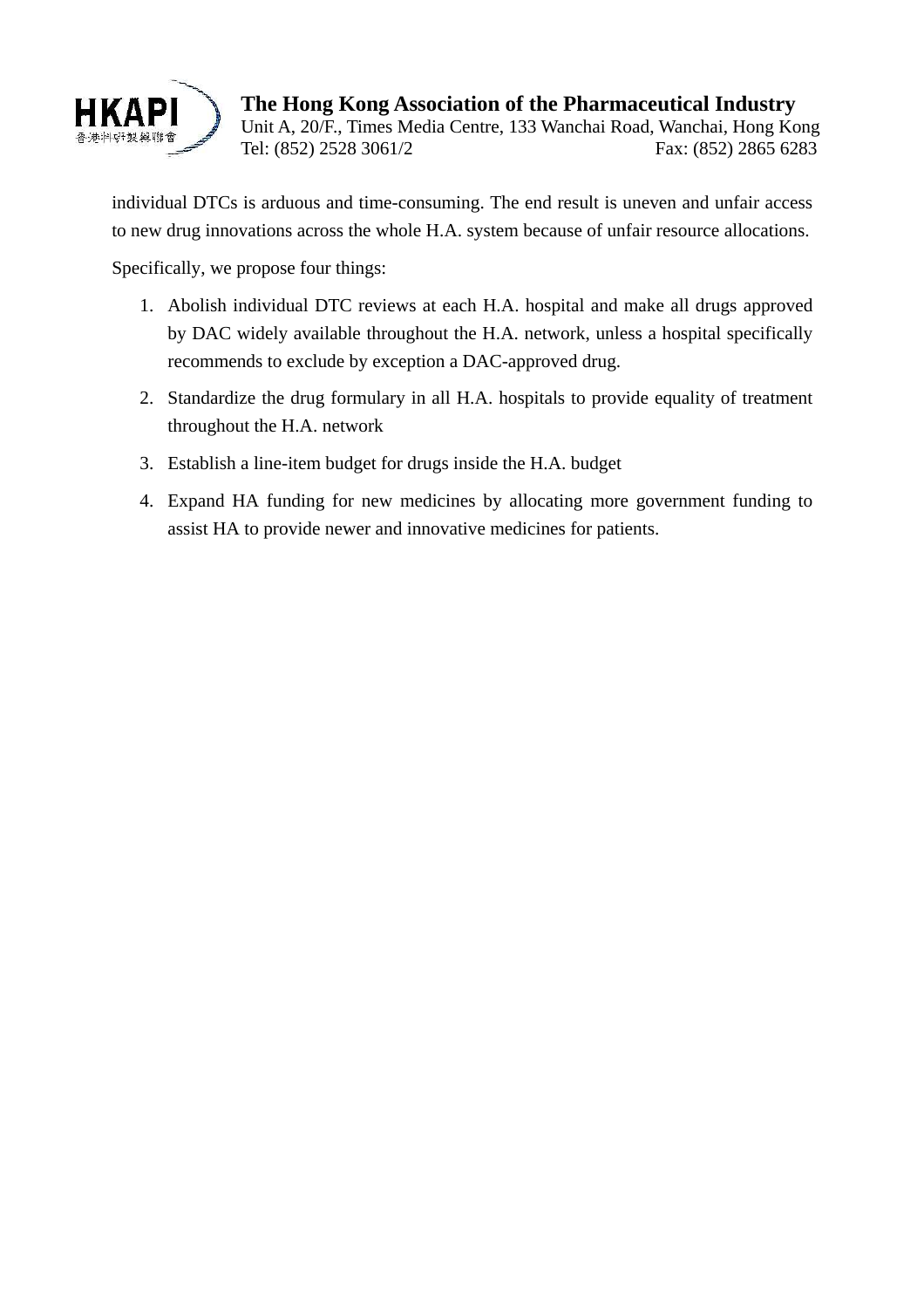individual DTCs is arduous and time-consuming. The end result is uneven and unfair access to new drug innovations across the whole H.A. system because of unfair resource allocations.

Specifically, we propose four things:

1. Abolish individual DTC reviews at each H.A. hospital and make all drugs approved by DAC widely available throughout the H.A. network, unless a hospital specifically recommends to exclude by exception a DAC-approved drug.
2. Standardize the drug formulary in all H.A. hospitals to provide equality of treatment throughout the H.A. network
3. Establish a line-item budget for drugs inside the H.A. budget
4. Expand HA funding for new medicines by allocating more government funding to assist HA to provide newer and innovative medicines for patients.